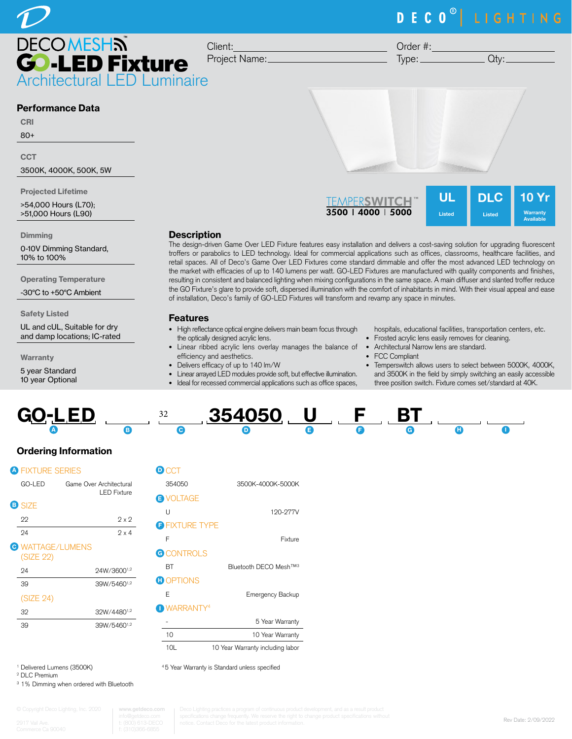# DECO MESH™ GO-LED Fixture

## Architectural LED Luminaire

Client: ______________________ Order #: ______________________

Project Name: ______________________ Type: ____________ Qty: ________

## Performance Data

**CRI**

80+

**CCT**

3500K, 4000K, 500K, 5W

**Projected Lifetime**

>54,000 Hours (L70);
>51,000 Hours (L90)

**Dimming**

0-10V Dimming Standard,
10% to 100%

**Operating Temperature**

-30°C to +50°C Ambient

**Safety Listed**

UL and cUL, Suitable for dry and damp locations; IC-rated

**Warranty**

5 year Standard
10 year Optional

TEMPERSWITCH™ 3500 | 4000 | 5000

UL Listed | DLC Listed | 10 Yr Warranty Available

## Description

The design-driven Game Over LED Fixture features easy installation and delivers a cost-saving solution for upgrading fluorescent troffers or parabolics to LED technology. Ideal for commercial applications such as offices, classrooms, healthcare facilities, and retail spaces. All of Deco's Game Over LED Fixtures come standard dimmable and offer the most advanced LED technology on the market with efficacies of up to 140 lumens per watt. GO-LED Fixtures are manufactured with quality components and finishes, resulting in consistent and balanced lighting when mixing configurations in the same space. A main diffuser and slanted troffer reduce the GO Fixture's glare to provide soft, dispersed illumination with the comfort of inhabitants in mind. With their visual appeal and ease of installation, Deco's family of GO-LED Fixtures will transform and revamp any space in minutes.

## Features

- High reflectance optical engine delivers main beam focus through the optically designed acrylic lens.
- Linear ribbed acrylic lens overlay manages the balance of efficiency and aesthetics.
- Delivers efficacy of up to 140 lm/W
- Linear arrayed LED modules provide soft, but effective illumination.
- Ideal for recessed commercial applications such as office spaces, hospitals, educational facilities, transportation centers, etc.
- Frosted acrylic lens easily removes for cleaning.
- Architectural Narrow lens are standard.
- FCC Compliant
- Temperswitch allows users to select between 5000K, 4000K, and 3500K in the field by simply switching an easily accessible three position switch. Fixture comes set/standard at 40K.

| GO-LED | ______ | 32 ______ | 354050 | U | F | BT | ______ | ______ |
|---|---|---|---|---|---|---|---|---|
| A | B | C | D | E | F | G | H | I |

## Ordering Information

**A FIXTURE SERIES**

| | |
|---|---|
| GO-LED | Game Over Architectural LED Fixture |

**B SIZE**

| | |
|---|---|
| 22 | 2 x 2 |
| 24 | 2 x 4 |

**C WATTAGE/LUMENS**

(SIZE 22)

| | |
|---|---|
| 24 | 24W/3600[1,2] |
| 39 | 39W/5460[1,2] |

(SIZE 24)

| | |
|---|---|
| 32 | 32W/4480[1,2] |
| 39 | 39W/5460[1,2] |

**D CCT**

| | |
|---|---|
| 354050 | 3500K-4000K-5000K |

**E VOLTAGE**

| | |
|---|---|
| U | 120-277V |

**F FIXTURE TYPE**

| | |
|---|---|
| F | Fixture |

**G CONTROLS**

| | |
|---|---|
| BT | Bluetooth DECO Mesh™[3] |

**H OPTIONS**

| | |
|---|---|
| E | Emergency Backup |

**I WARRANTY[4]**

| | |
|---|---|
| - | 5 Year Warranty |
| 10 | 10 Year Warranty |
| 10L | 10 Year Warranty including labor |

[1] Delivered Lumens (3500K)
[2] DLC Premium
[3] 1% Dimming when ordered with Bluetooth

[4] 5 Year Warranty is Standard unless specified

© Copyright Deco Lighting, Inc. 2020 | 2917 Vail Ave. Commerce Ca 90040 | www.getdeco.com | info@getdeco.com | t: (800) 613-DECO | f: (310)366-6855

Deco Lighting practices a program of continuous product development, and as a result product specifications change frequently. We reserve the right to change product specifications without notice. Contact Deco for the latest product information.

Rev Date: 2/09/2022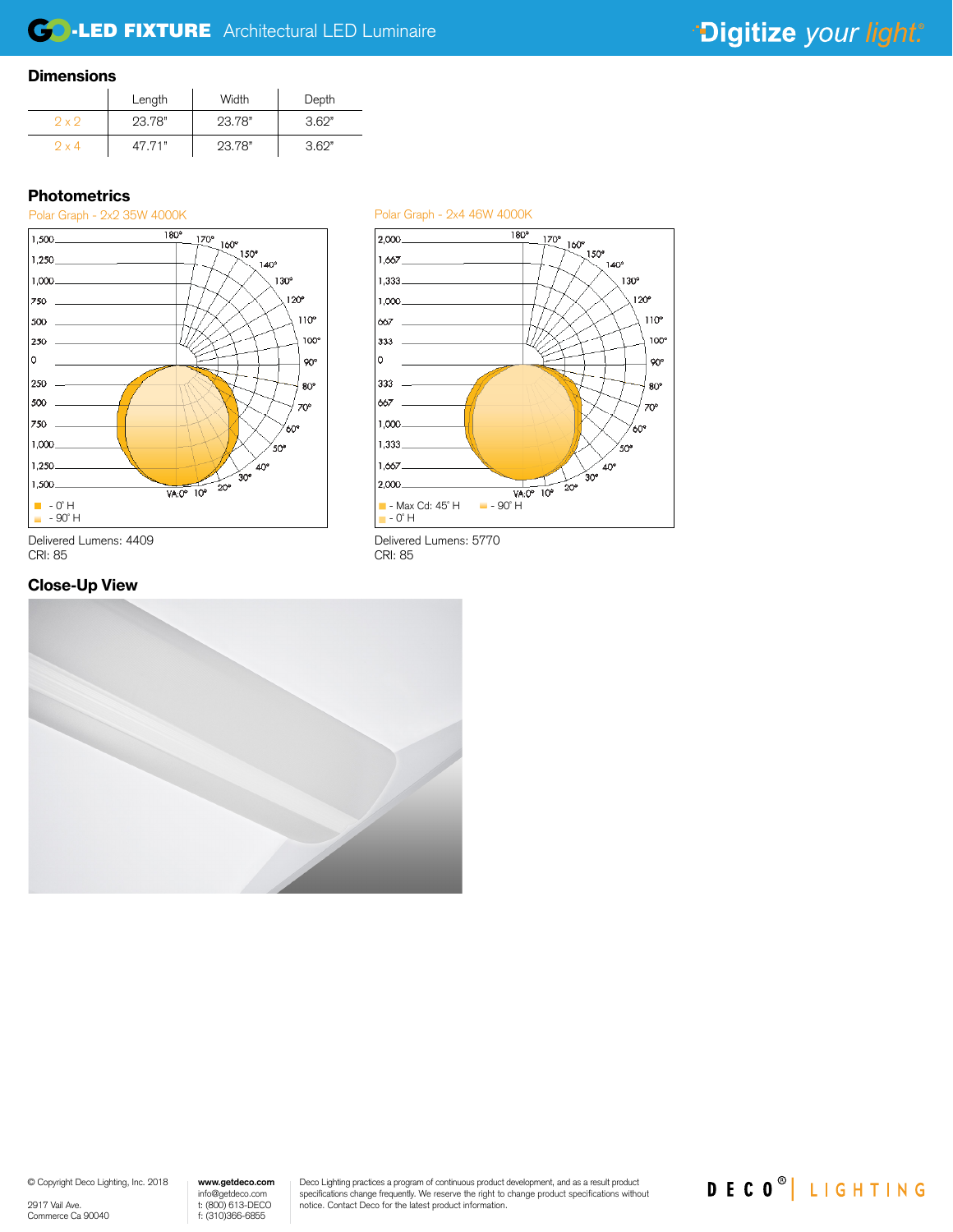## Dimensions

| | Length | Width | Depth |
|---|---|---|---|
| 2 x 2 | 23.78" | 23.78" | 3.62" |
| 2 x 4 | 47.71" | 23.78" | 3.62" |

## Photometrics

Polar Graph - 2x2 35W 4000K

1,500
1,250
1,000
750
500
250
0
250
500
750
1,000
1,250
1,500
180° 170° 160° 150° 140° 130° 120° 110° 100° 90° 80° 70° 60° 50° 40° 30° 20° 10° VA:0°
- 0° H
- 90° H

Delivered Lumens: 4409
CRI: 85

Polar Graph - 2x4 46W 4000K

2,000
1,667
1,333
1,000
667
333
0
333
667
1,000
1,333
1,667
2,000
180° 170° 160° 150° 140° 130° 120° 110° 100° 90° 80° 70° 60° 50° 40° 30° 20° 10° VA:0°
- Max Cd: 45° H
- 90° H
- 0° H

Delivered Lumens: 5770
CRI: 85

## Close-Up View

© Copyright Deco Lighting, Inc. 2018

2917 Vail Ave.
Commerce Ca 90040

www.getdeco.com
info@getdeco.com
t: (800) 613-DECO
f: (310)366-6855

Deco Lighting practices a program of continuous product development, and as a result product specifications change frequently. We reserve the right to change product specifications without notice. Contact Deco for the latest product information.